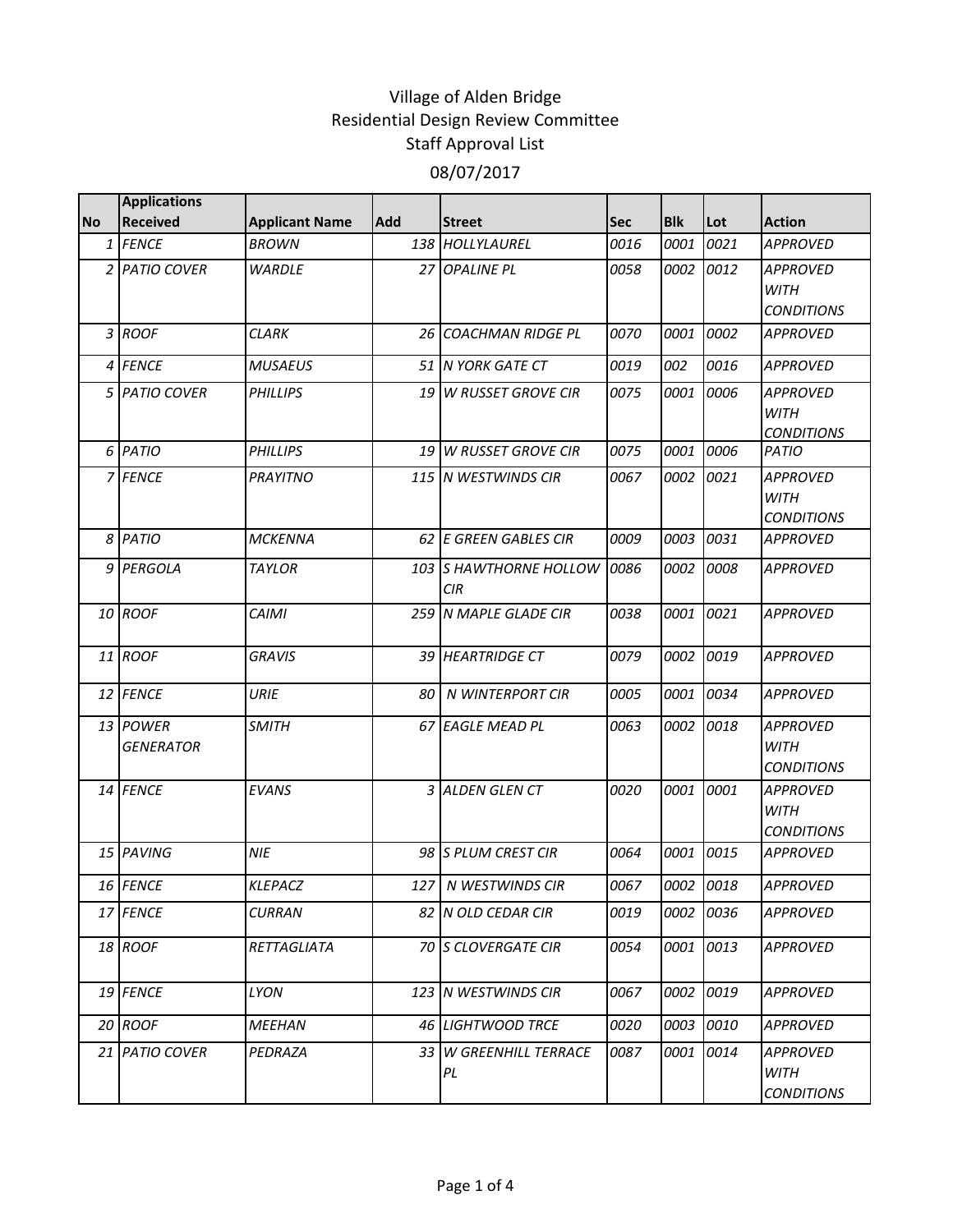# Village of Alden Bridge
## Residential Design Review Committee
## Staff Approval List
## 08/07/2017

| No | Applications Received | Applicant Name | Add | Street | Sec | Blk | Lot | Action |
|---|---|---|---|---|---|---|---|---|
| 1 | FENCE | BROWN | 138 | HOLLYLAUREL | 0016 | 0001 | 0021 | APPROVED |
| 2 | PATIO COVER | WARDLE | 27 | OPALINE PL | 0058 | 0002 | 0012 | APPROVED WITH CONDITIONS |
| 3 | ROOF | CLARK | 26 | COACHMAN RIDGE PL | 0070 | 0001 | 0002 | APPROVED |
| 4 | FENCE | MUSAEUS | 51 | N YORK GATE CT | 0019 | 002 | 0016 | APPROVED |
| 5 | PATIO COVER | PHILLIPS | 19 | W RUSSET GROVE CIR | 0075 | 0001 | 0006 | APPROVED WITH CONDITIONS |
| 6 | PATIO | PHILLIPS | 19 | W RUSSET GROVE CIR | 0075 | 0001 | 0006 | PATIO |
| 7 | FENCE | PRAYITNO | 115 | N WESTWINDS CIR | 0067 | 0002 | 0021 | APPROVED WITH CONDITIONS |
| 8 | PATIO | MCKENNA | 62 | E GREEN GABLES CIR | 0009 | 0003 | 0031 | APPROVED |
| 9 | PERGOLA | TAYLOR | 103 | S HAWTHORNE HOLLOW CIR | 0086 | 0002 | 0008 | APPROVED |
| 10 | ROOF | CAIMI | 259 | N MAPLE GLADE CIR | 0038 | 0001 | 0021 | APPROVED |
| 11 | ROOF | GRAVIS | 39 | HEARTRIDGE CT | 0079 | 0002 | 0019 | APPROVED |
| 12 | FENCE | URIE | 80 | N WINTERPORT CIR | 0005 | 0001 | 0034 | APPROVED |
| 13 | POWER GENERATOR | SMITH | 67 | EAGLE MEAD PL | 0063 | 0002 | 0018 | APPROVED WITH CONDITIONS |
| 14 | FENCE | EVANS | 3 | ALDEN GLEN CT | 0020 | 0001 | 0001 | APPROVED WITH CONDITIONS |
| 15 | PAVING | NIE | 98 | S PLUM CREST CIR | 0064 | 0001 | 0015 | APPROVED |
| 16 | FENCE | KLEPACZ | 127 | N WESTWINDS CIR | 0067 | 0002 | 0018 | APPROVED |
| 17 | FENCE | CURRAN | 82 | N OLD CEDAR CIR | 0019 | 0002 | 0036 | APPROVED |
| 18 | ROOF | RETTAGLIATA | 70 | S CLOVERGATE CIR | 0054 | 0001 | 0013 | APPROVED |
| 19 | FENCE | LYON | 123 | N WESTWINDS CIR | 0067 | 0002 | 0019 | APPROVED |
| 20 | ROOF | MEEHAN | 46 | LIGHTWOOD TRCE | 0020 | 0003 | 0010 | APPROVED |
| 21 | PATIO COVER | PEDRAZA | 33 | W GREENHILL TERRACE PL | 0087 | 0001 | 0014 | APPROVED WITH CONDITIONS |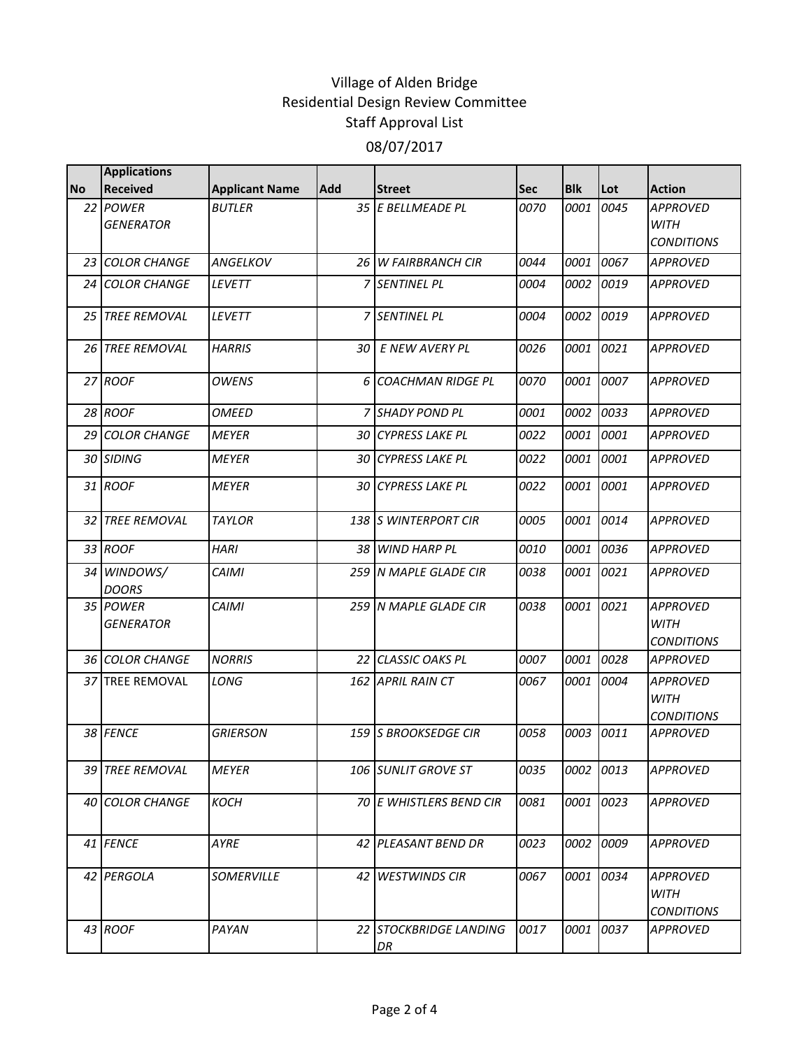# Village of Alden Bridge
## Residential Design Review Committee
## Staff Approval List
## 08/07/2017

| No | Applications Received | Applicant Name | Add | Street | Sec | Blk | Lot | Action |
|---|---|---|---|---|---|---|---|---|
| 22 | POWER GENERATOR | BUTLER | 35 | E BELLMEADE PL | 0070 | 0001 | 0045 | APPROVED WITH CONDITIONS |
| 23 | COLOR CHANGE | ANGELKOV | 26 | W FAIRBRANCH CIR | 0044 | 0001 | 0067 | APPROVED |
| 24 | COLOR CHANGE | LEVETT | 7 | SENTINEL PL | 0004 | 0002 | 0019 | APPROVED |
| 25 | TREE REMOVAL | LEVETT | 7 | SENTINEL PL | 0004 | 0002 | 0019 | APPROVED |
| 26 | TREE REMOVAL | HARRIS | 30 | E NEW AVERY PL | 0026 | 0001 | 0021 | APPROVED |
| 27 | ROOF | OWENS | 6 | COACHMAN RIDGE PL | 0070 | 0001 | 0007 | APPROVED |
| 28 | ROOF | OMEED | 7 | SHADY POND PL | 0001 | 0002 | 0033 | APPROVED |
| 29 | COLOR CHANGE | MEYER | 30 | CYPRESS LAKE PL | 0022 | 0001 | 0001 | APPROVED |
| 30 | SIDING | MEYER | 30 | CYPRESS LAKE PL | 0022 | 0001 | 0001 | APPROVED |
| 31 | ROOF | MEYER | 30 | CYPRESS LAKE PL | 0022 | 0001 | 0001 | APPROVED |
| 32 | TREE REMOVAL | TAYLOR | 138 | S WINTERPORT CIR | 0005 | 0001 | 0014 | APPROVED |
| 33 | ROOF | HARI | 38 | WIND HARP PL | 0010 | 0001 | 0036 | APPROVED |
| 34 | WINDOWS/ DOORS | CAIMI | 259 | N MAPLE GLADE CIR | 0038 | 0001 | 0021 | APPROVED |
| 35 | POWER GENERATOR | CAIMI | 259 | N MAPLE GLADE CIR | 0038 | 0001 | 0021 | APPROVED WITH CONDITIONS |
| 36 | COLOR CHANGE | NORRIS | 22 | CLASSIC OAKS PL | 0007 | 0001 | 0028 | APPROVED |
| 37 | TREE REMOVAL | LONG | 162 | APRIL RAIN CT | 0067 | 0001 | 0004 | APPROVED WITH CONDITIONS |
| 38 | FENCE | GRIERSON | 159 | S BROOKSEDGE CIR | 0058 | 0003 | 0011 | APPROVED |
| 39 | TREE REMOVAL | MEYER | 106 | SUNLIT GROVE ST | 0035 | 0002 | 0013 | APPROVED |
| 40 | COLOR CHANGE | KOCH | 70 | E WHISTLERS BEND CIR | 0081 | 0001 | 0023 | APPROVED |
| 41 | FENCE | AYRE | 42 | PLEASANT BEND DR | 0023 | 0002 | 0009 | APPROVED |
| 42 | PERGOLA | SOMERVILLE | 42 | WESTWINDS CIR | 0067 | 0001 | 0034 | APPROVED WITH CONDITIONS |
| 43 | ROOF | PAYAN | 22 | STOCKBRIDGE LANDING DR | 0017 | 0001 | 0037 | APPROVED |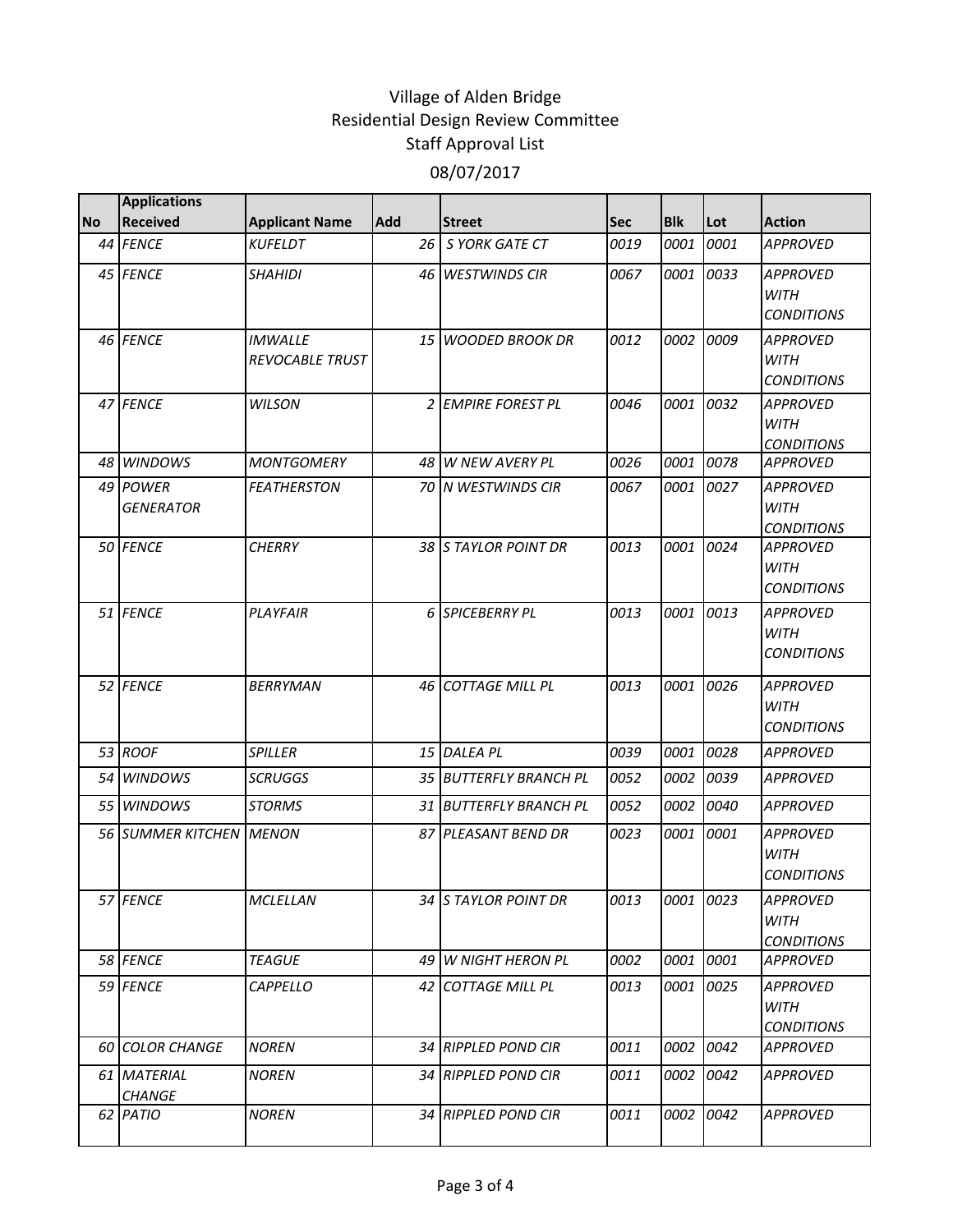# Village of Alden Bridge
## Residential Design Review Committee
## Staff Approval List
## 08/07/2017

| No | Applications Received | Applicant Name | Add | Street | Sec | Blk | Lot | Action |
|---|---|---|---|---|---|---|---|---|
| 44 | *FENCE* | *KUFELDT* | 26 | *S YORK GATE CT* | *0019* | *0001* | *0001* | *APPROVED* |
| 45 | *FENCE* | *SHAHIDI* | 46 | *WESTWINDS CIR* | *0067* | *0001* | *0033* | *APPROVED WITH CONDITIONS* |
| 46 | *FENCE* | *IMWALLE REVOCABLE TRUST* | 15 | *WOODED BROOK DR* | *0012* | *0002* | *0009* | *APPROVED WITH CONDITIONS* |
| 47 | *FENCE* | *WILSON* | 2 | *EMPIRE FOREST PL* | *0046* | *0001* | *0032* | *APPROVED WITH CONDITIONS* |
| 48 | *WINDOWS* | *MONTGOMERY* | 48 | *W NEW AVERY PL* | *0026* | *0001* | *0078* | *APPROVED* |
| 49 | *POWER GENERATOR* | *FEATHERSTON* | 70 | *N WESTWINDS CIR* | *0067* | *0001* | *0027* | *APPROVED WITH CONDITIONS* |
| 50 | *FENCE* | *CHERRY* | 38 | *S TAYLOR POINT DR* | *0013* | *0001* | *0024* | *APPROVED WITH CONDITIONS* |
| 51 | *FENCE* | *PLAYFAIR* | 6 | *SPICEBERRY PL* | *0013* | *0001* | *0013* | *APPROVED WITH CONDITIONS* |
| 52 | *FENCE* | *BERRYMAN* | 46 | *COTTAGE MILL PL* | *0013* | *0001* | *0026* | *APPROVED WITH CONDITIONS* |
| 53 | *ROOF* | *SPILLER* | 15 | *DALEA PL* | *0039* | *0001* | *0028* | *APPROVED* |
| 54 | *WINDOWS* | *SCRUGGS* | 35 | *BUTTERFLY BRANCH PL* | *0052* | *0002* | *0039* | *APPROVED* |
| 55 | *WINDOWS* | *STORMS* | 31 | *BUTTERFLY BRANCH PL* | *0052* | *0002* | *0040* | *APPROVED* |
| 56 | *SUMMER KITCHEN* | *MENON* | 87 | *PLEASANT BEND DR* | *0023* | *0001* | *0001* | *APPROVED WITH CONDITIONS* |
| 57 | *FENCE* | *MCLELLAN* | 34 | *S TAYLOR POINT DR* | *0013* | *0001* | *0023* | *APPROVED WITH CONDITIONS* |
| 58 | *FENCE* | *TEAGUE* | 49 | *W NIGHT HERON PL* | *0002* | *0001* | *0001* | *APPROVED* |
| 59 | *FENCE* | *CAPPELLO* | 42 | *COTTAGE MILL PL* | *0013* | *0001* | *0025* | *APPROVED WITH CONDITIONS* |
| 60 | *COLOR CHANGE* | *NOREN* | 34 | *RIPPLED POND CIR* | *0011* | *0002* | *0042* | *APPROVED* |
| 61 | *MATERIAL CHANGE* | *NOREN* | 34 | *RIPPLED POND CIR* | *0011* | *0002* | *0042* | *APPROVED* |
| 62 | *PATIO* | *NOREN* | 34 | *RIPPLED POND CIR* | *0011* | *0002* | *0042* | *APPROVED* |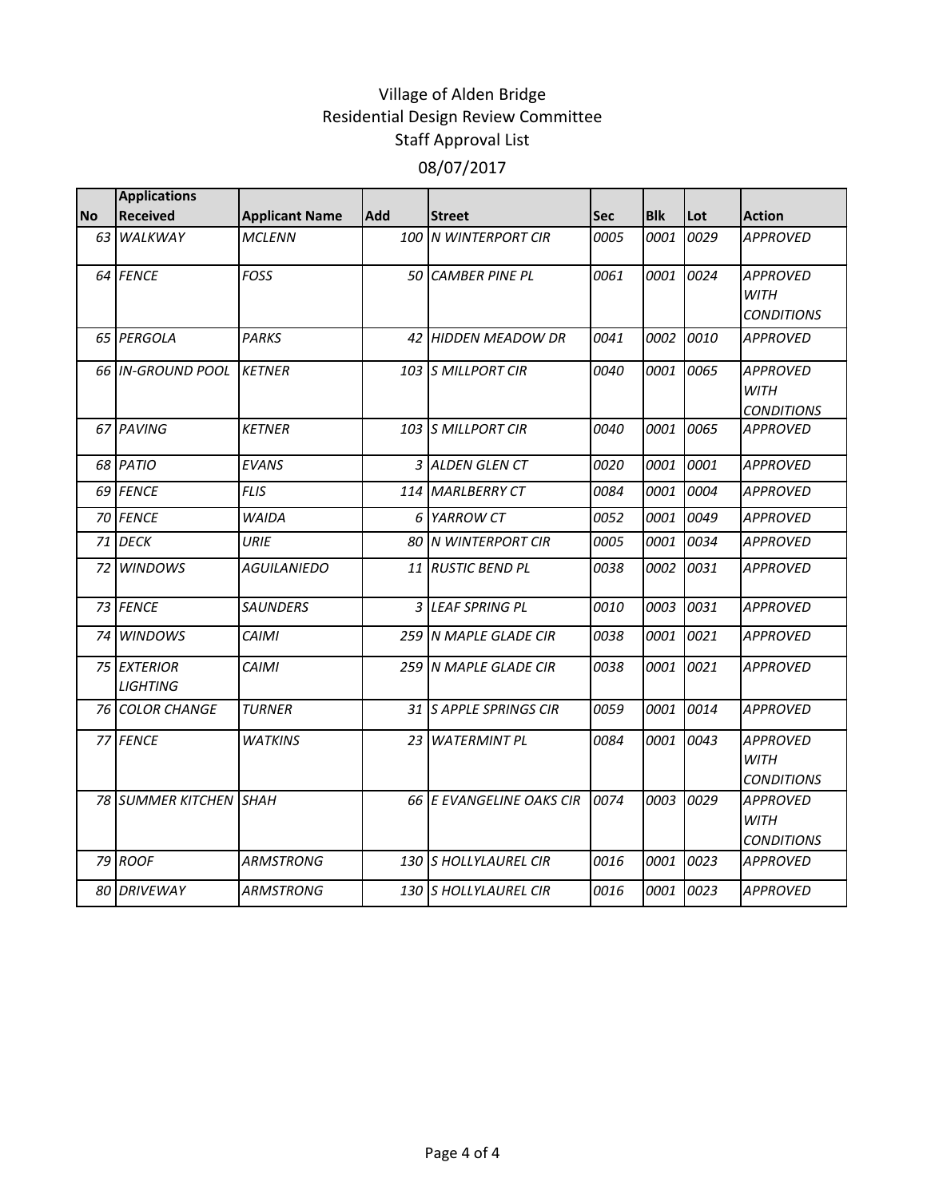Village of Alden Bridge
Residential Design Review Committee
Staff Approval List
08/07/2017

| No | Applications Received | Applicant Name | Add | Street | Sec | Blk | Lot | Action |
|---|---|---|---|---|---|---|---|---|
| 63 | WALKWAY | MCLENN | 100 | N WINTERPORT CIR | 0005 | 0001 | 0029 | APPROVED |
| 64 | FENCE | FOSS | 50 | CAMBER PINE PL | 0061 | 0001 | 0024 | APPROVED WITH CONDITIONS |
| 65 | PERGOLA | PARKS | 42 | HIDDEN MEADOW DR | 0041 | 0002 | 0010 | APPROVED |
| 66 | IN-GROUND POOL | KETNER | 103 | S MILLPORT CIR | 0040 | 0001 | 0065 | APPROVED WITH CONDITIONS |
| 67 | PAVING | KETNER | 103 | S MILLPORT CIR | 0040 | 0001 | 0065 | APPROVED |
| 68 | PATIO | EVANS | 3 | ALDEN GLEN CT | 0020 | 0001 | 0001 | APPROVED |
| 69 | FENCE | FLIS | 114 | MARLBERRY CT | 0084 | 0001 | 0004 | APPROVED |
| 70 | FENCE | WAIDA | 6 | YARROW CT | 0052 | 0001 | 0049 | APPROVED |
| 71 | DECK | URIE | 80 | N WINTERPORT CIR | 0005 | 0001 | 0034 | APPROVED |
| 72 | WINDOWS | AGUILANIEDO | 11 | RUSTIC BEND PL | 0038 | 0002 | 0031 | APPROVED |
| 73 | FENCE | SAUNDERS | 3 | LEAF SPRING PL | 0010 | 0003 | 0031 | APPROVED |
| 74 | WINDOWS | CAIMI | 259 | N MAPLE GLADE CIR | 0038 | 0001 | 0021 | APPROVED |
| 75 | EXTERIOR LIGHTING | CAIMI | 259 | N MAPLE GLADE CIR | 0038 | 0001 | 0021 | APPROVED |
| 76 | COLOR CHANGE | TURNER | 31 | S APPLE SPRINGS CIR | 0059 | 0001 | 0014 | APPROVED |
| 77 | FENCE | WATKINS | 23 | WATERMINT PL | 0084 | 0001 | 0043 | APPROVED WITH CONDITIONS |
| 78 | SUMMER KITCHEN | SHAH | 66 | E EVANGELINE OAKS CIR | 0074 | 0003 | 0029 | APPROVED WITH CONDITIONS |
| 79 | ROOF | ARMSTRONG | 130 | S HOLLYLAUREL CIR | 0016 | 0001 | 0023 | APPROVED |
| 80 | DRIVEWAY | ARMSTRONG | 130 | S HOLLYLAUREL CIR | 0016 | 0001 | 0023 | APPROVED |